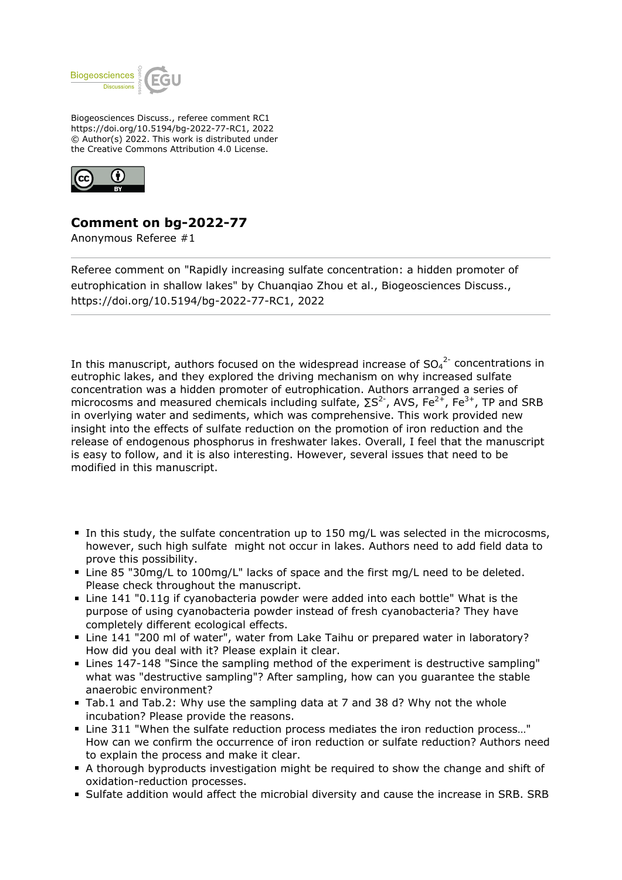Biogeosciences Discuss., referee comment RC1
https://doi.org/10.5194/bg-2022-77-RC1, 2022
© Author(s) 2022. This work is distributed under
the Creative Commons Attribution 4.0 License.

# Comment on bg-2022-77

Anonymous Referee #1

---

Referee comment on "Rapidly increasing sulfate concentration: a hidden promoter of eutrophication in shallow lakes" by Chuanqiao Zhou et al., Biogeosciences Discuss., https://doi.org/10.5194/bg-2022-77-RC1, 2022

---

In this manuscript, authors focused on the widespread increase of $SO_4^{2-}$ concentrations in eutrophic lakes, and they explored the driving mechanism on why increased sulfate concentration was a hidden promoter of eutrophication. Authors arranged a series of microcosms and measured chemicals including sulfate, $\sum S^{2-}$, AVS, $Fe^{2+}$, $Fe^{3+}$, TP and SRB in overlying water and sediments, which was comprehensive. This work provided new insight into the effects of sulfate reduction on the promotion of iron reduction and the release of endogenous phosphorus in freshwater lakes. Overall, I feel that the manuscript is easy to follow, and it is also interesting. However, several issues that need to be modified in this manuscript.

- In this study, the sulfate concentration up to 150 mg/L was selected in the microcosms, however, such high sulfate might not occur in lakes. Authors need to add field data to prove this possibility.
- Line 85 "30mg/L to 100mg/L" lacks of space and the first mg/L need to be deleted. Please check throughout the manuscript.
- Line 141 "0.11g if cyanobacteria powder were added into each bottle" What is the purpose of using cyanobacteria powder instead of fresh cyanobacteria? They have completely different ecological effects.
- Line 141 "200 ml of water", water from Lake Taihu or prepared water in laboratory? How did you deal with it? Please explain it clear.
- Lines 147-148 "Since the sampling method of the experiment is destructive sampling" what was "destructive sampling"? After sampling, how can you guarantee the stable anaerobic environment?
- Tab.1 and Tab.2: Why use the sampling data at 7 and 38 d? Why not the whole incubation? Please provide the reasons.
- Line 311 "When the sulfate reduction process mediates the iron reduction process…" How can we confirm the occurrence of iron reduction or sulfate reduction? Authors need to explain the process and make it clear.
- A thorough byproducts investigation might be required to show the change and shift of oxidation-reduction processes.
- Sulfate addition would affect the microbial diversity and cause the increase in SRB. SRB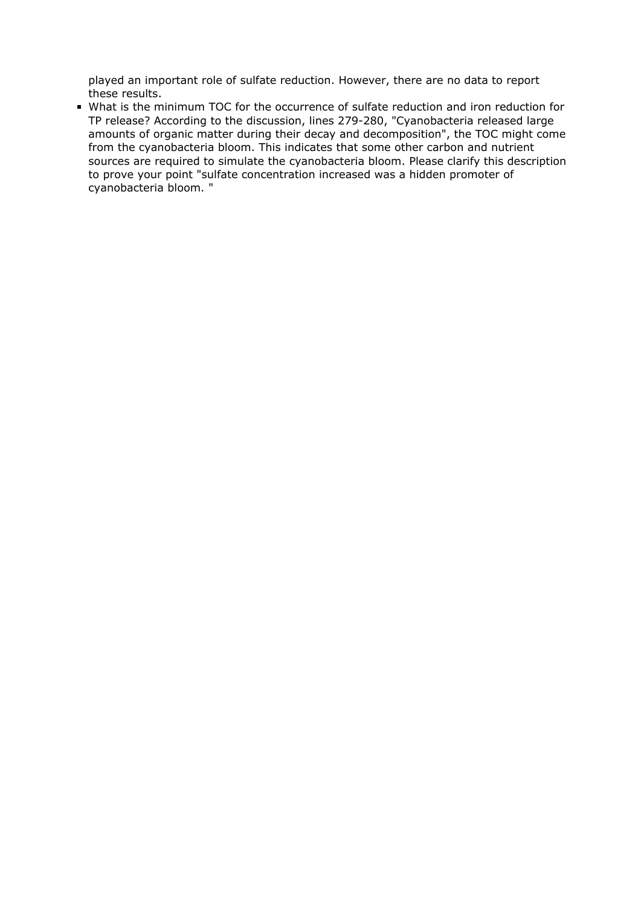played an important role of sulfate reduction. However, there are no data to report these results.

- What is the minimum TOC for the occurrence of sulfate reduction and iron reduction for TP release? According to the discussion, lines 279-280, "Cyanobacteria released large amounts of organic matter during their decay and decomposition", the TOC might come from the cyanobacteria bloom. This indicates that some other carbon and nutrient sources are required to simulate the cyanobacteria bloom. Please clarify this description to prove your point "sulfate concentration increased was a hidden promoter of cyanobacteria bloom. "